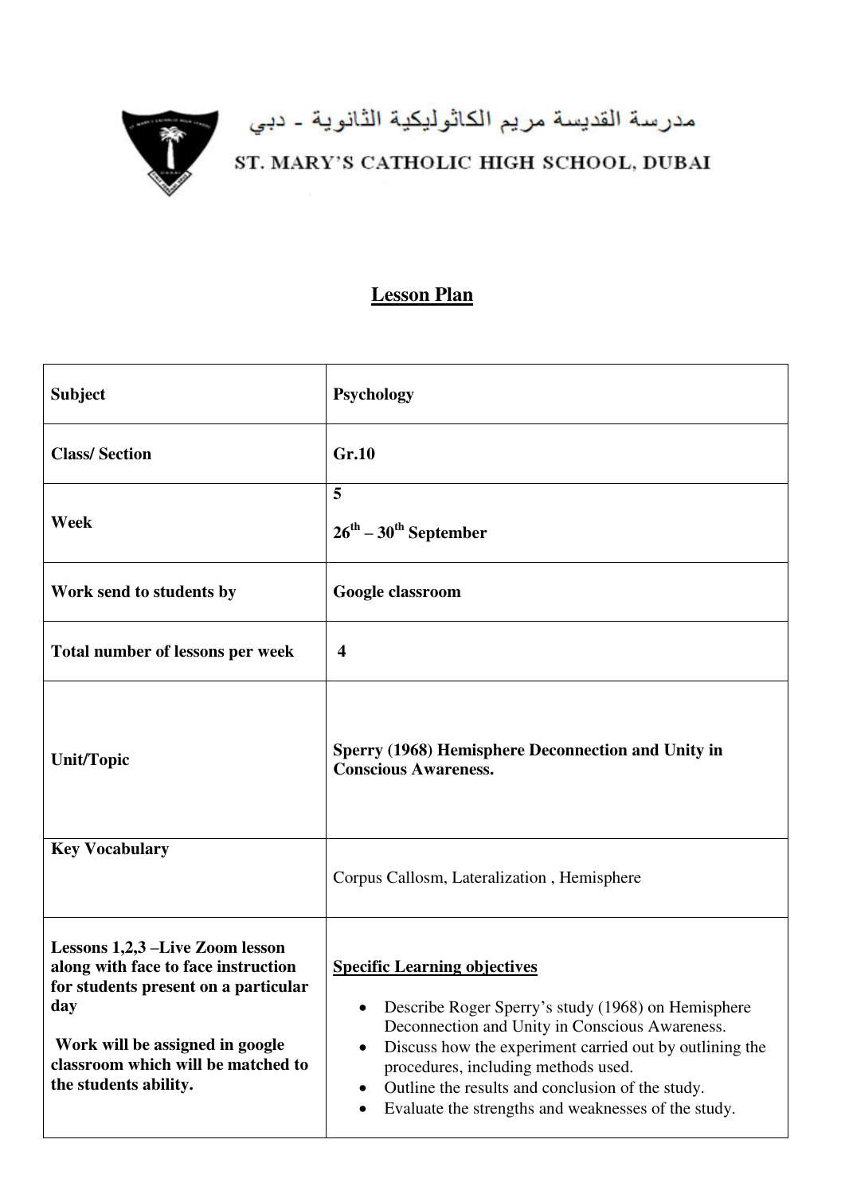مدرسة القديسة مريم الكاثوليكية الثانوية - دبي

ST. MARY'S CATHOLIC HIGH SCHOOL, DUBAI

# Lesson Plan

| | |
|---|---|
| **Subject** | **Psychology** |
| **Class/ Section** | **Gr.10** |
| **Week** | **5**<br>**26th – 30th September** |
| **Work send to students by** | **Google classroom** |
| **Total number of lessons per week** | **4** |
| **Unit/Topic** | **Sperry (1968) Hemisphere Deconnection and Unity in Conscious Awareness.** |
| **Key Vocabulary** | Corpus Callosm, Lateralization , Hemisphere |
| **Lessons 1,2,3 –Live Zoom lesson along with face to face instruction for students present on a particular day**<br><br>**Work will be assigned in google classroom which will be matched to the students ability.** | **Specific Learning objectives**<br><br>• Describe Roger Sperry's study (1968) on Hemisphere Deconnection and Unity in Conscious Awareness.<br>• Discuss how the experiment carried out by outlining the procedures, including methods used.<br>• Outline the results and conclusion of the study.<br>• Evaluate the strengths and weaknesses of the study. |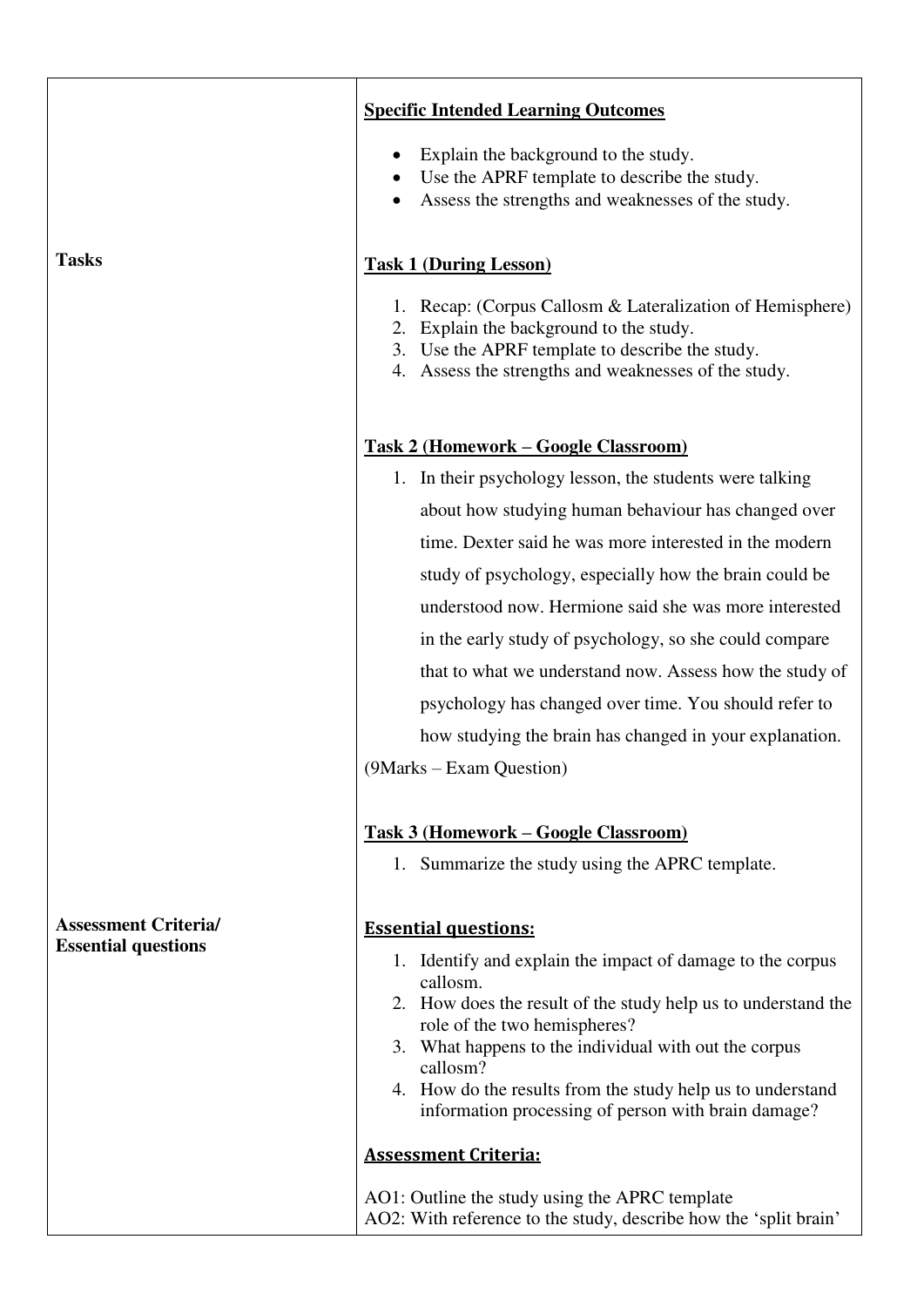| | |
|---|---|
| | **Specific Intended Learning Outcomes**<br><br>• Explain the background to the study.<br>• Use the APRF template to describe the study.<br>• Assess the strengths and weaknesses of the study. |
| **Tasks** | **Task 1 (During Lesson)**<br><br>1. Recap: (Corpus Callosm & Lateralization of Hemisphere)<br>2. Explain the background to the study.<br>3. Use the APRF template to describe the study.<br>4. Assess the strengths and weaknesses of the study.<br><br>**Task 2 (Homework – Google Classroom)**<br><br>1. In their psychology lesson, the students were talking about how studying human behaviour has changed over time. Dexter said he was more interested in the modern study of psychology, especially how the brain could be understood now. Hermione said she was more interested in the early study of psychology, so she could compare that to what we understand now. Assess how the study of psychology has changed over time. You should refer to how studying the brain has changed in your explanation.<br><br>(9Marks – Exam Question)<br><br>**Task 3 (Homework – Google Classroom)**<br><br>1. Summarize the study using the APRC template. |
| **Assessment Criteria/ Essential questions** | **Essential questions:**<br><br>1. Identify and explain the impact of damage to the corpus callosm.<br>2. How does the result of the study help us to understand the role of the two hemispheres?<br>3. What happens to the individual with out the corpus callosm?<br>4. How do the results from the study help us to understand information processing of person with brain damage?<br><br>**Assessment Criteria:**<br><br>AO1: Outline the study using the APRC template<br>AO2: With reference to the study, describe how the 'split brain' |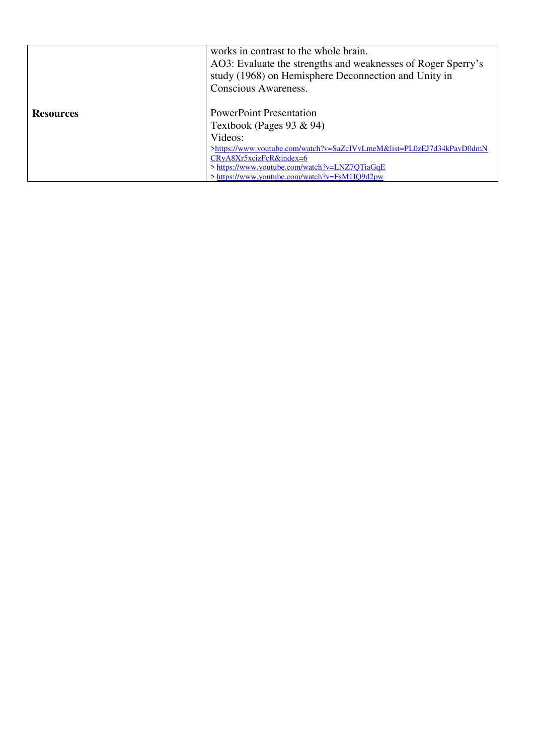| | |
|---|---|
| | works in contrast to the whole brain.<br>AO3: Evaluate the strengths and weaknesses of Roger Sperry's study (1968) on Hemisphere Deconnection and Unity in Conscious Awareness. |
| **Resources** | PowerPoint Presentation<br>Textbook (Pages 93 & 94)<br>Videos:<br>>https://www.youtube.com/watch?v=SaZcIVvLmeM&list=PL0zEJ7d34kPavD0dmNCRyA8Xr5xcizFcR&index=6<br>> https://www.youtube.com/watch?v=LNZ7QTiaGqE<br>> https://www.youtube.com/watch?v=FsM1IQ9d2pw |